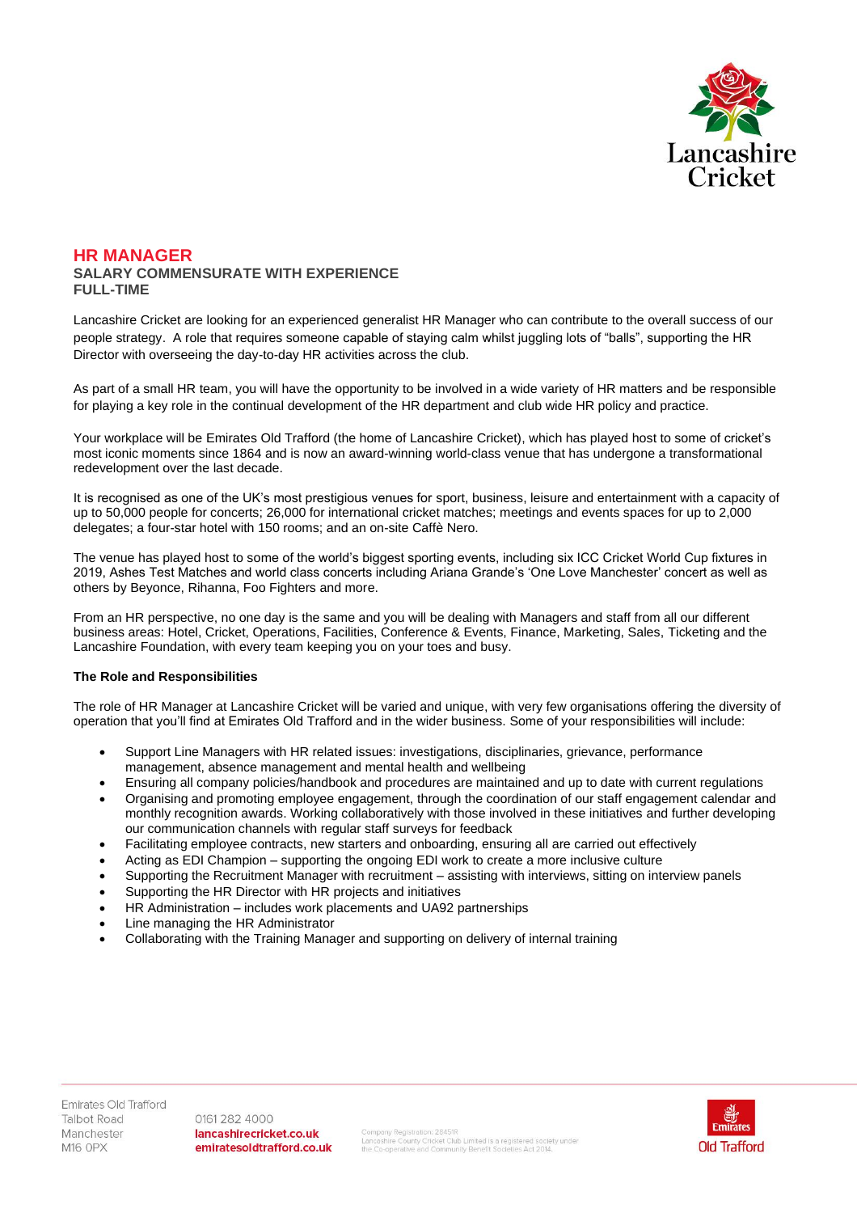# HR MANAGER

**SALARY COMMENSURATE WITH EXPERIENCE**
**FULL-TIME**

Lancashire Cricket are looking for an experienced generalist HR Manager who can contribute to the overall success of our people strategy. A role that requires someone capable of staying calm whilst juggling lots of "balls", supporting the HR Director with overseeing the day-to-day HR activities across the club.

As part of a small HR team, you will have the opportunity to be involved in a wide variety of HR matters and be responsible for playing a key role in the continual development of the HR department and club wide HR policy and practice.

Your workplace will be Emirates Old Trafford (the home of Lancashire Cricket), which has played host to some of cricket's most iconic moments since 1864 and is now an award-winning world-class venue that has undergone a transformational redevelopment over the last decade.

It is recognised as one of the UK's most prestigious venues for sport, business, leisure and entertainment with a capacity of up to 50,000 people for concerts; 26,000 for international cricket matches; meetings and events spaces for up to 2,000 delegates; a four-star hotel with 150 rooms; and an on-site Caffè Nero.

The venue has played host to some of the world's biggest sporting events, including six ICC Cricket World Cup fixtures in 2019, Ashes Test Matches and world class concerts including Ariana Grande's 'One Love Manchester' concert as well as others by Beyonce, Rihanna, Foo Fighters and more.

From an HR perspective, no one day is the same and you will be dealing with Managers and staff from all our different business areas: Hotel, Cricket, Operations, Facilities, Conference & Events, Finance, Marketing, Sales, Ticketing and the Lancashire Foundation, with every team keeping you on your toes and busy.

**The Role and Responsibilities**

The role of HR Manager at Lancashire Cricket will be varied and unique, with very few organisations offering the diversity of operation that you'll find at Emirates Old Trafford and in the wider business. Some of your responsibilities will include:

- Support Line Managers with HR related issues: investigations, disciplinaries, grievance, performance management, absence management and mental health and wellbeing
- Ensuring all company policies/handbook and procedures are maintained and up to date with current regulations
- Organising and promoting employee engagement, through the coordination of our staff engagement calendar and monthly recognition awards. Working collaboratively with those involved in these initiatives and further developing our communication channels with regular staff surveys for feedback
- Facilitating employee contracts, new starters and onboarding, ensuring all are carried out effectively
- Acting as EDI Champion – supporting the ongoing EDI work to create a more inclusive culture
- Supporting the Recruitment Manager with recruitment – assisting with interviews, sitting on interview panels
- Supporting the HR Director with HR projects and initiatives
- HR Administration – includes work placements and UA92 partnerships
- Line managing the HR Administrator
- Collaborating with the Training Manager and supporting on delivery of internal training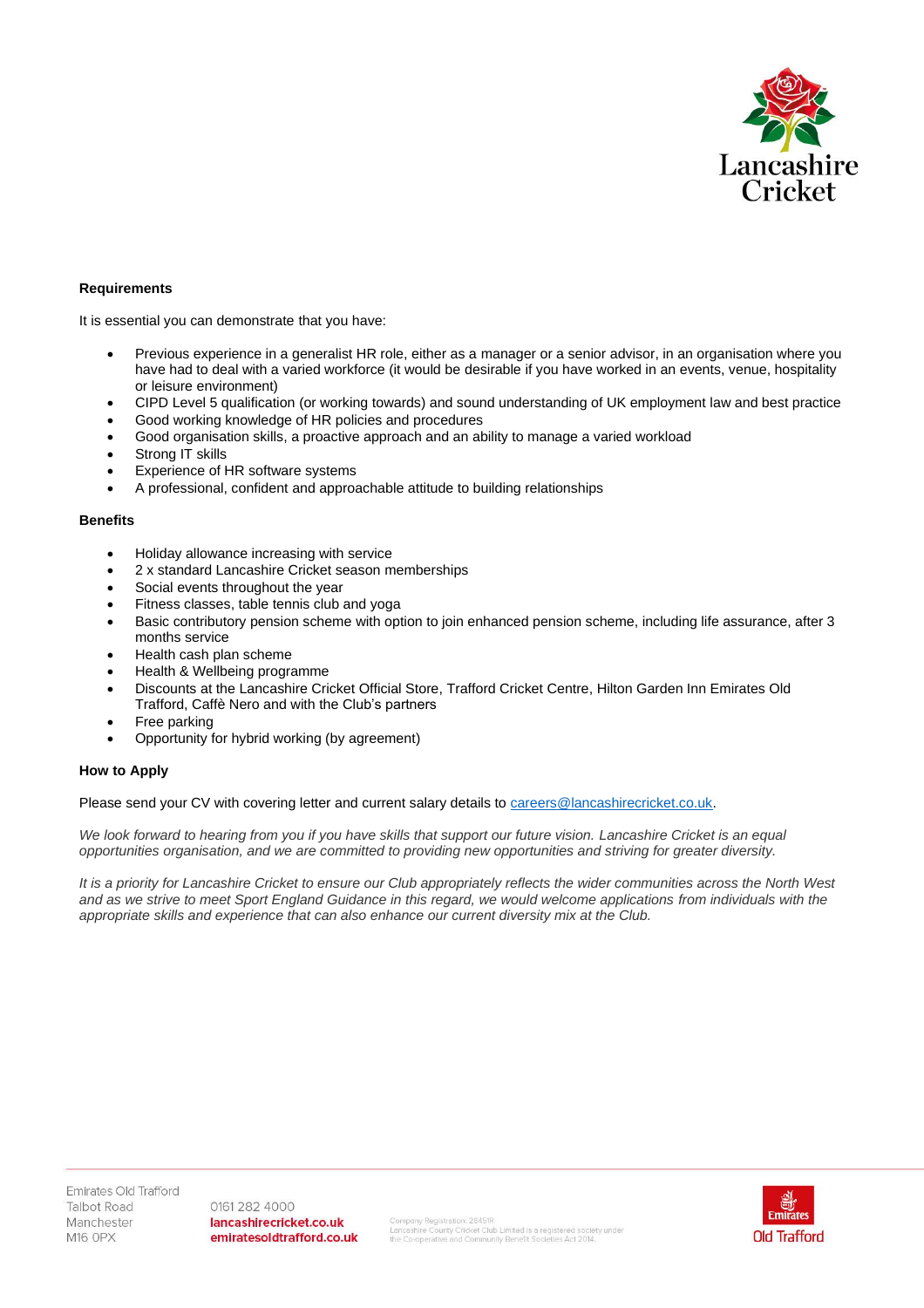**Requirements**

It is essential you can demonstrate that you have:

- Previous experience in a generalist HR role, either as a manager or a senior advisor, in an organisation where you have had to deal with a varied workforce (it would be desirable if you have worked in an events, venue, hospitality or leisure environment)
- CIPD Level 5 qualification (or working towards) and sound understanding of UK employment law and best practice
- Good working knowledge of HR policies and procedures
- Good organisation skills, a proactive approach and an ability to manage a varied workload
- Strong IT skills
- Experience of HR software systems
- A professional, confident and approachable attitude to building relationships

**Benefits**

- Holiday allowance increasing with service
- 2 x standard Lancashire Cricket season memberships
- Social events throughout the year
- Fitness classes, table tennis club and yoga
- Basic contributory pension scheme with option to join enhanced pension scheme, including life assurance, after 3 months service
- Health cash plan scheme
- Health & Wellbeing programme
- Discounts at the Lancashire Cricket Official Store, Trafford Cricket Centre, Hilton Garden Inn Emirates Old Trafford, Caffè Nero and with the Club's partners
- Free parking
- Opportunity for hybrid working (by agreement)

**How to Apply**

Please send your CV with covering letter and current salary details to careers@lancashirecricket.co.uk.

*We look forward to hearing from you if you have skills that support our future vision. Lancashire Cricket is an equal opportunities organisation, and we are committed to providing new opportunities and striving for greater diversity.*

*It is a priority for Lancashire Cricket to ensure our Club appropriately reflects the wider communities across the North West and as we strive to meet Sport England Guidance in this regard, we would welcome applications from individuals with the appropriate skills and experience that can also enhance our current diversity mix at the Club.*